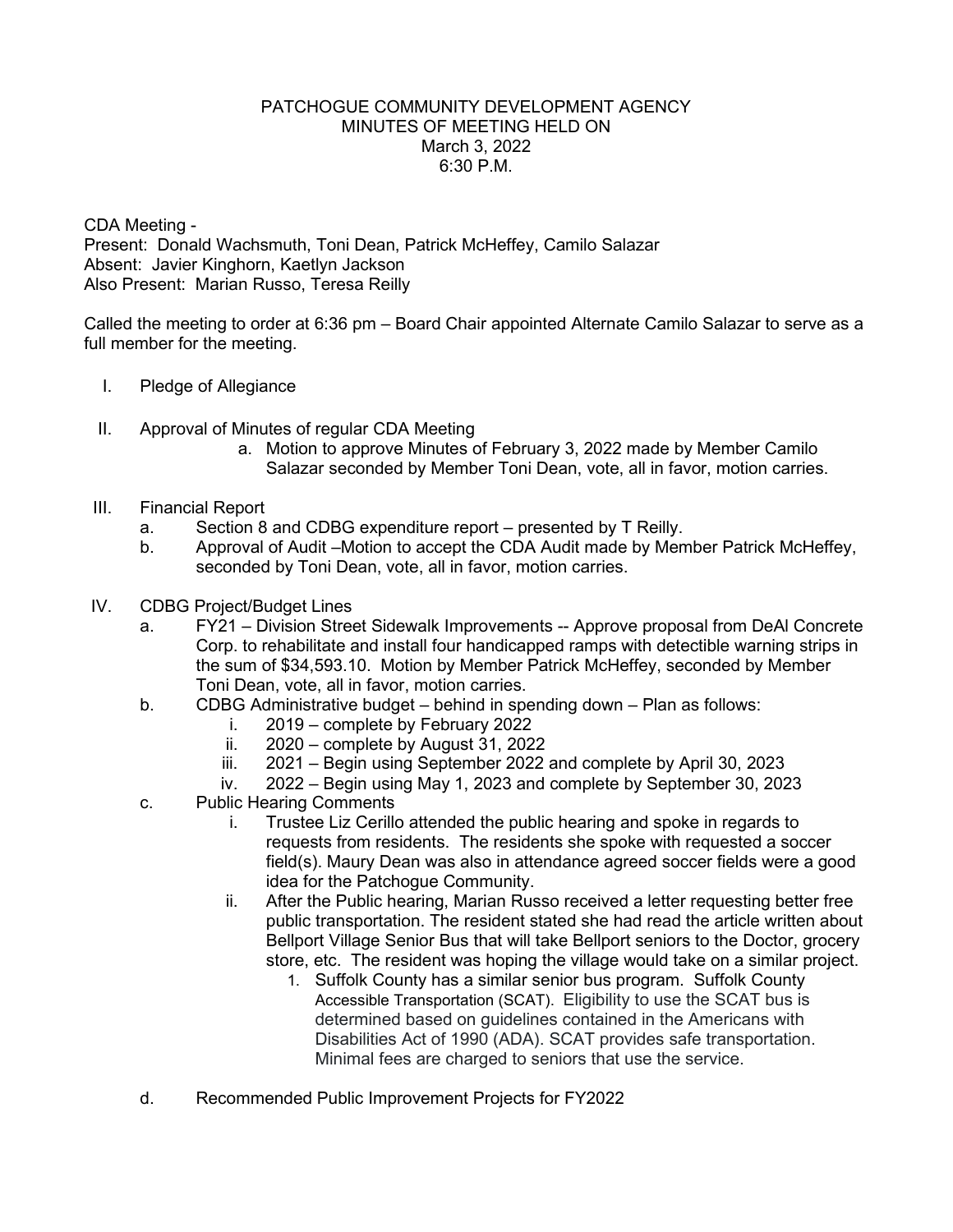# PATCHOGUE COMMUNITY DEVELOPMENT AGENCY
## MINUTES OF MEETING HELD ON
## March 3, 2022
## 6:30 P.M.

CDA Meeting -
Present: Donald Wachsmuth, Toni Dean, Patrick McHeffey, Camilo Salazar
Absent: Javier Kinghorn, Kaetlyn Jackson
Also Present: Marian Russo, Teresa Reilly

Called the meeting to order at 6:36 pm – Board Chair appointed Alternate Camilo Salazar to serve as a full member for the meeting.

I. Pledge of Allegiance

II. Approval of Minutes of regular CDA Meeting
   a. Motion to approve Minutes of February 3, 2022 made by Member Camilo Salazar seconded by Member Toni Dean, vote, all in favor, motion carries.

III. Financial Report
   a. Section 8 and CDBG expenditure report – presented by T Reilly.
   b. Approval of Audit –Motion to accept the CDA Audit made by Member Patrick McHeffey, seconded by Toni Dean, vote, all in favor, motion carries.

IV. CDBG Project/Budget Lines
   a. FY21 – Division Street Sidewalk Improvements -- Approve proposal from DeAl Concrete Corp. to rehabilitate and install four handicapped ramps with detectible warning strips in the sum of $34,593.10. Motion by Member Patrick McHeffey, seconded by Member Toni Dean, vote, all in favor, motion carries.
   b. CDBG Administrative budget – behind in spending down – Plan as follows:
      i. 2019 – complete by February 2022
      ii. 2020 – complete by August 31, 2022
      iii. 2021 – Begin using September 2022 and complete by April 30, 2023
      iv. 2022 – Begin using May 1, 2023 and complete by September 30, 2023
   c. Public Hearing Comments
      i. Trustee Liz Cerillo attended the public hearing and spoke in regards to requests from residents. The residents she spoke with requested a soccer field(s). Maury Dean was also in attendance agreed soccer fields were a good idea for the Patchogue Community.
      ii. After the Public hearing, Marian Russo received a letter requesting better free public transportation. The resident stated she had read the article written about Bellport Village Senior Bus that will take Bellport seniors to the Doctor, grocery store, etc. The resident was hoping the village would take on a similar project.
         1. Suffolk County has a similar senior bus program. Suffolk County Accessible Transportation (SCAT). Eligibility to use the SCAT bus is determined based on guidelines contained in the Americans with Disabilities Act of 1990 (ADA). SCAT provides safe transportation. Minimal fees are charged to seniors that use the service.
   d. Recommended Public Improvement Projects for FY2022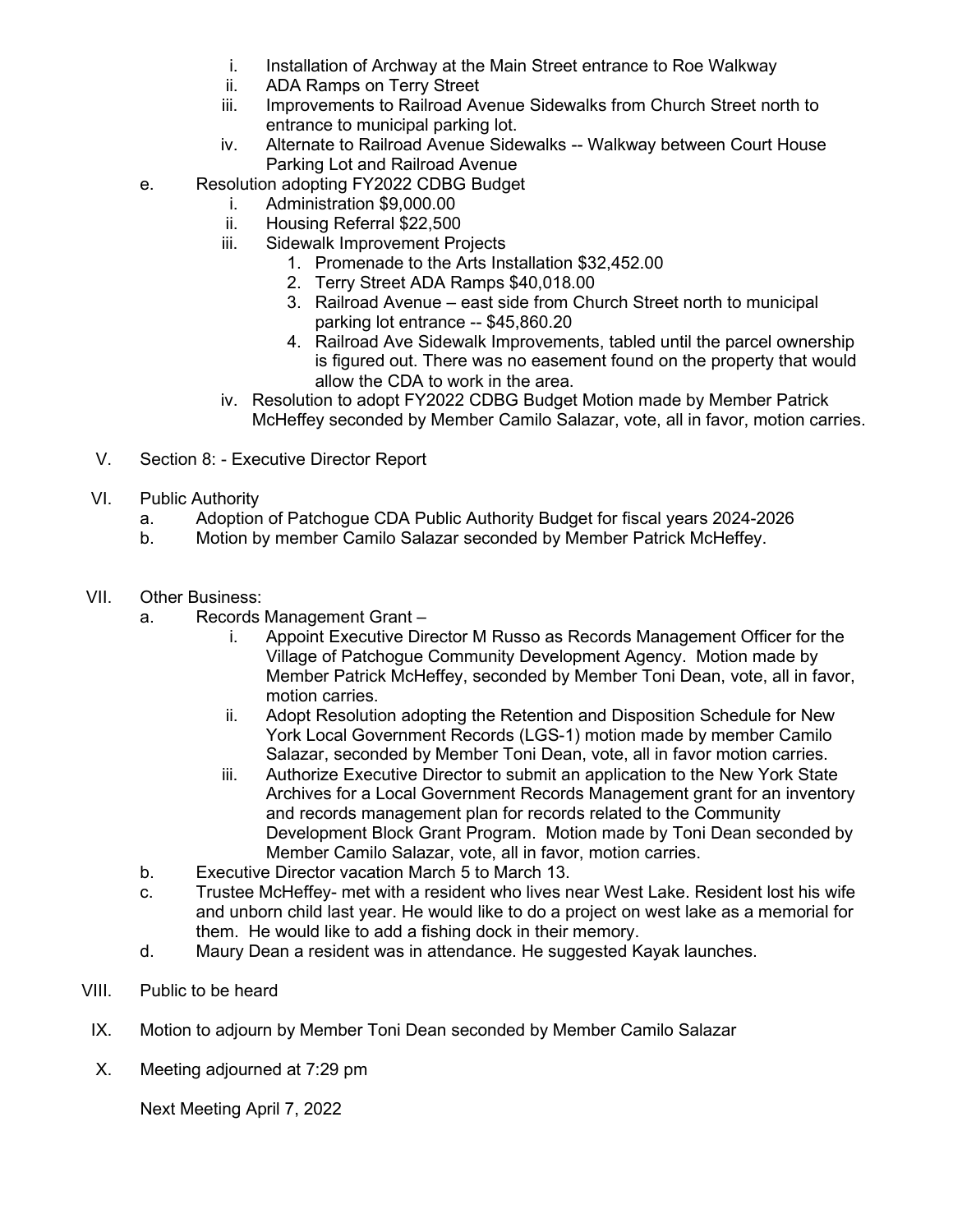i. Installation of Archway at the Main Street entrance to Roe Walkway
ii. ADA Ramps on Terry Street
iii. Improvements to Railroad Avenue Sidewalks from Church Street north to entrance to municipal parking lot.
iv. Alternate to Railroad Avenue Sidewalks -- Walkway between Court House Parking Lot and Railroad Avenue

e. Resolution adopting FY2022 CDBG Budget
   i. Administration $9,000.00
   ii. Housing Referral $22,500
   iii. Sidewalk Improvement Projects
      1. Promenade to the Arts Installation $32,452.00
      2. Terry Street ADA Ramps $40,018.00
      3. Railroad Avenue – east side from Church Street north to municipal parking lot entrance -- $45,860.20
      4. Railroad Ave Sidewalk Improvements, tabled until the parcel ownership is figured out. There was no easement found on the property that would allow the CDA to work in the area.
   iv. Resolution to adopt FY2022 CDBG Budget Motion made by Member Patrick McHeffey seconded by Member Camilo Salazar, vote, all in favor, motion carries.

V. Section 8: - Executive Director Report

VI. Public Authority
   a. Adoption of Patchogue CDA Public Authority Budget for fiscal years 2024-2026
   b. Motion by member Camilo Salazar seconded by Member Patrick McHeffey.

VII. Other Business:
   a. Records Management Grant –
      i. Appoint Executive Director M Russo as Records Management Officer for the Village of Patchogue Community Development Agency. Motion made by Member Patrick McHeffey, seconded by Member Toni Dean, vote, all in favor, motion carries.
      ii. Adopt Resolution adopting the Retention and Disposition Schedule for New York Local Government Records (LGS-1) motion made by member Camilo Salazar, seconded by Member Toni Dean, vote, all in favor motion carries.
      iii. Authorize Executive Director to submit an application to the New York State Archives for a Local Government Records Management grant for an inventory and records management plan for records related to the Community Development Block Grant Program. Motion made by Toni Dean seconded by Member Camilo Salazar, vote, all in favor, motion carries.
   b. Executive Director vacation March 5 to March 13.
   c. Trustee McHeffey- met with a resident who lives near West Lake. Resident lost his wife and unborn child last year. He would like to do a project on west lake as a memorial for them. He would like to add a fishing dock in their memory.
   d. Maury Dean a resident was in attendance. He suggested Kayak launches.

VIII. Public to be heard

IX. Motion to adjourn by Member Toni Dean seconded by Member Camilo Salazar

X. Meeting adjourned at 7:29 pm

Next Meeting April 7, 2022